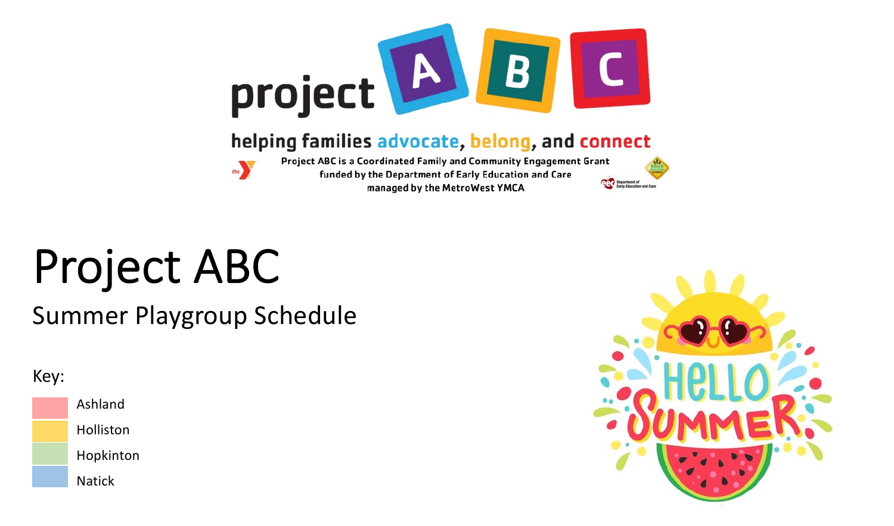project ABC

helping families advocate, belong, and connect

Project ABC is a Coordinated Family and Community Engagement Grant
funded by the Department of Early Education and Care
managed by the MetroWest YMCA

# Project ABC

## Summer Playgroup Schedule

Key:

- Ashland
- Holliston
- Hopkinton
- Natick

HELLO SUMMER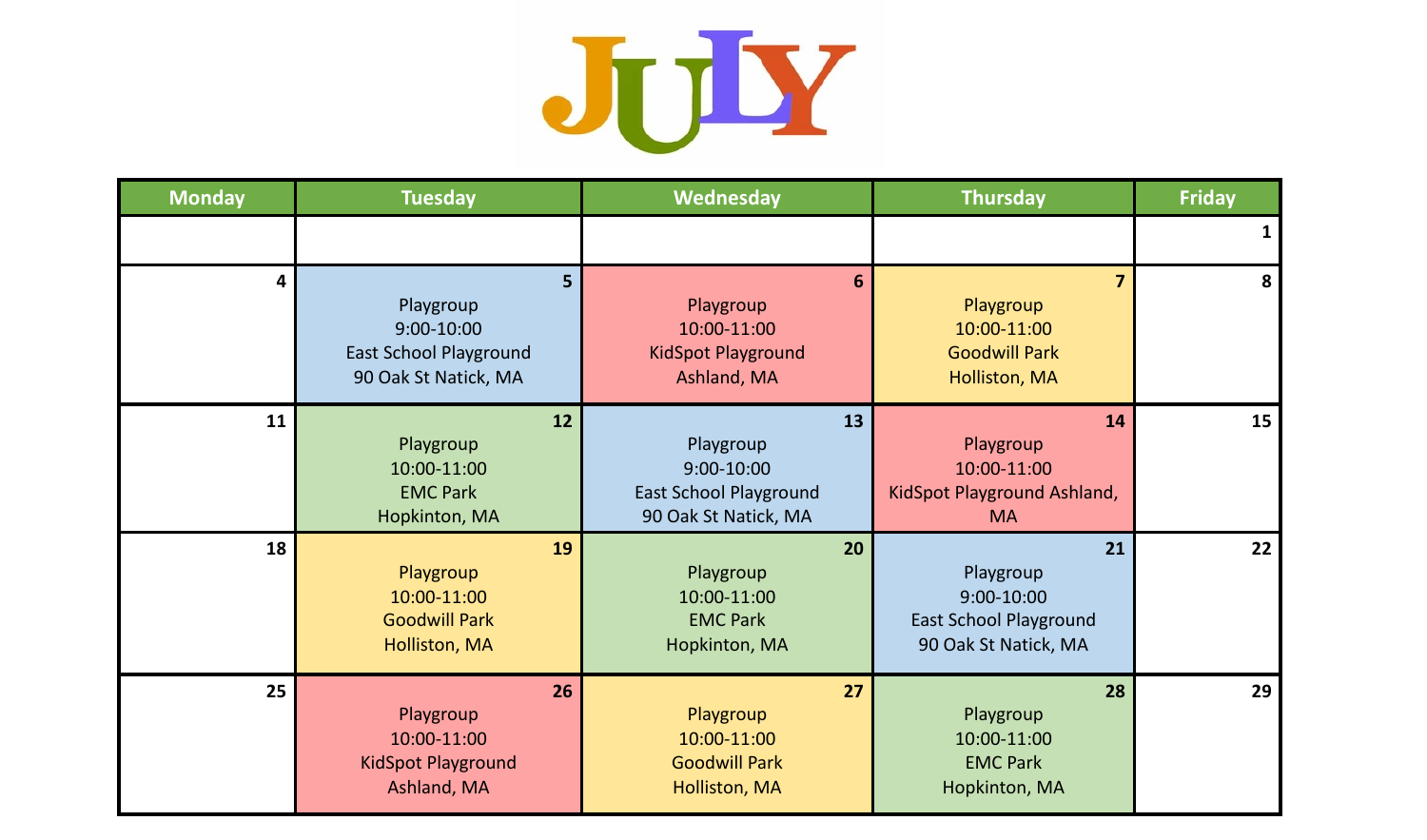# JULY

| Monday | Tuesday | Wednesday | Thursday | Friday |
|---|---|---|---|---|
| | | | | 1 |
| 4 | 5<br>Playgroup<br>9:00-10:00<br>East School Playground<br>90 Oak St Natick, MA | 6<br>Playgroup<br>10:00-11:00<br>KidSpot Playground<br>Ashland, MA | 7<br>Playgroup<br>10:00-11:00<br>Goodwill Park<br>Holliston, MA | 8 |
| 11 | 12<br>Playgroup<br>10:00-11:00<br>EMC Park<br>Hopkinton, MA | 13<br>Playgroup<br>9:00-10:00<br>East School Playground<br>90 Oak St Natick, MA | 14<br>Playgroup<br>10:00-11:00<br>KidSpot Playground Ashland, MA | 15 |
| 18 | 19<br>Playgroup<br>10:00-11:00<br>Goodwill Park<br>Holliston, MA | 20<br>Playgroup<br>10:00-11:00<br>EMC Park<br>Hopkinton, MA | 21<br>Playgroup<br>9:00-10:00<br>East School Playground<br>90 Oak St Natick, MA | 22 |
| 25 | 26<br>Playgroup<br>10:00-11:00<br>KidSpot Playground<br>Ashland, MA | 27<br>Playgroup<br>10:00-11:00<br>Goodwill Park<br>Holliston, MA | 28<br>Playgroup<br>10:00-11:00<br>EMC Park<br>Hopkinton, MA | 29 |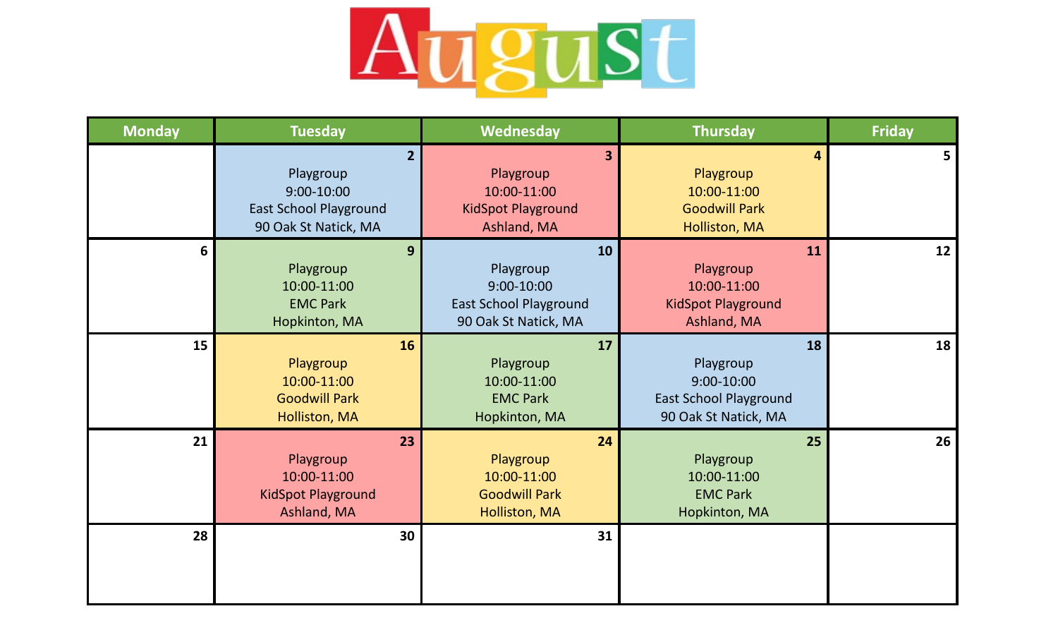# August

| Monday | Tuesday | Wednesday | Thursday | Friday |
|---|---|---|---|---|
| | 2<br>Playgroup<br>9:00-10:00<br>East School Playground<br>90 Oak St Natick, MA | 3<br>Playgroup<br>10:00-11:00<br>KidSpot Playground<br>Ashland, MA | 4<br>Playgroup<br>10:00-11:00<br>Goodwill Park<br>Holliston, MA | 5 |
| 6 | 9<br>Playgroup<br>10:00-11:00<br>EMC Park<br>Hopkinton, MA | 10<br>Playgroup<br>9:00-10:00<br>East School Playground<br>90 Oak St Natick, MA | 11<br>Playgroup<br>10:00-11:00<br>KidSpot Playground<br>Ashland, MA | 12 |
| 15 | 16<br>Playgroup<br>10:00-11:00<br>Goodwill Park<br>Holliston, MA | 17<br>Playgroup<br>10:00-11:00<br>EMC Park<br>Hopkinton, MA | 18<br>Playgroup<br>9:00-10:00<br>East School Playground<br>90 Oak St Natick, MA | 18 |
| 21 | 23<br>Playgroup<br>10:00-11:00<br>KidSpot Playground<br>Ashland, MA | 24<br>Playgroup<br>10:00-11:00<br>Goodwill Park<br>Holliston, MA | 25<br>Playgroup<br>10:00-11:00<br>EMC Park<br>Hopkinton, MA | 26 |
| 28 | 30 | 31 | | |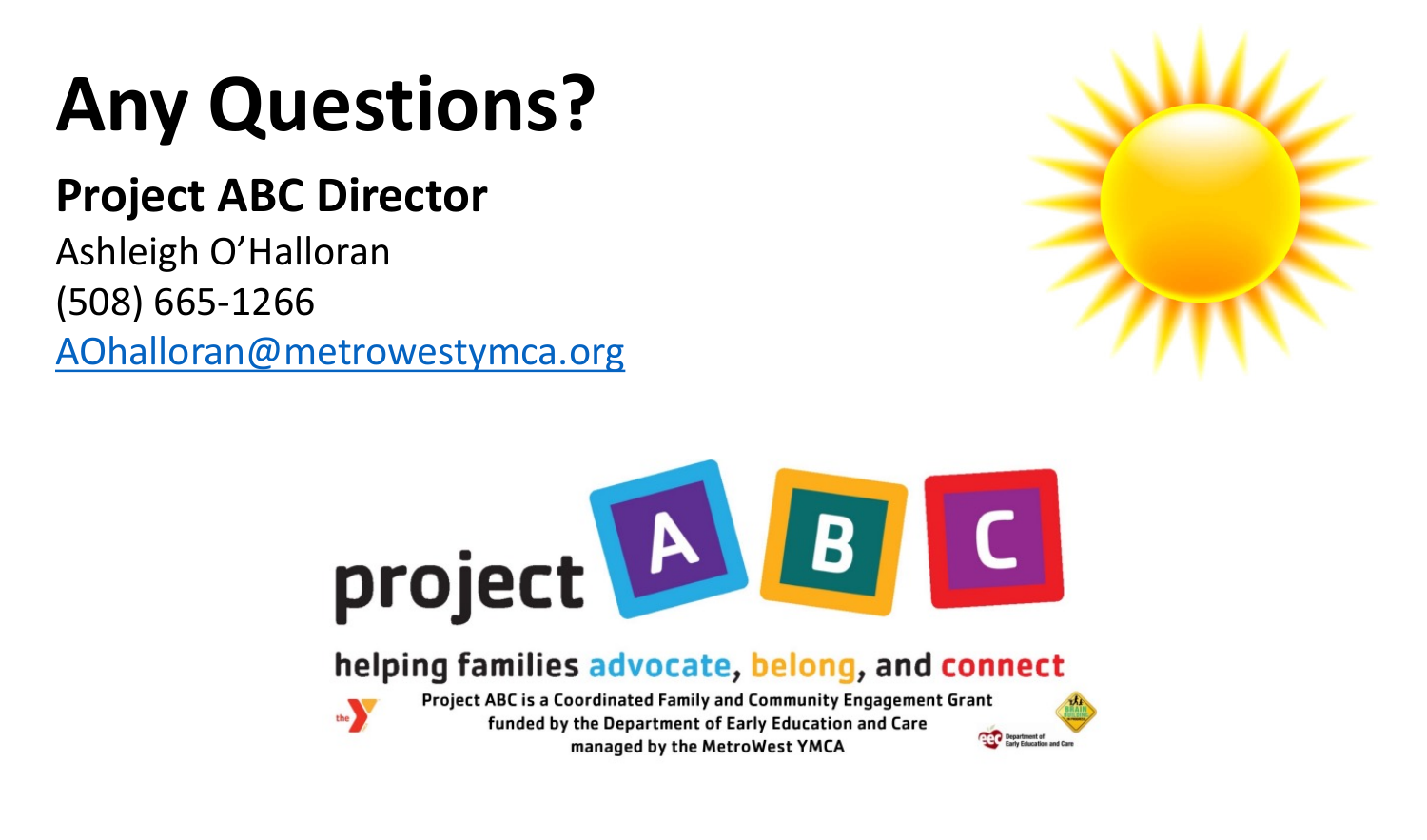# Any Questions?

**Project ABC Director**

Ashleigh O'Halloran

(508) 665-1266

[AOhalloran@metrowestymca.org](mailto:AOhalloran@metrowestymca.org)

project ABC

helping families advocate, belong, and connect

Project ABC is a Coordinated Family and Community Engagement Grant funded by the Department of Early Education and Care managed by the MetroWest YMCA